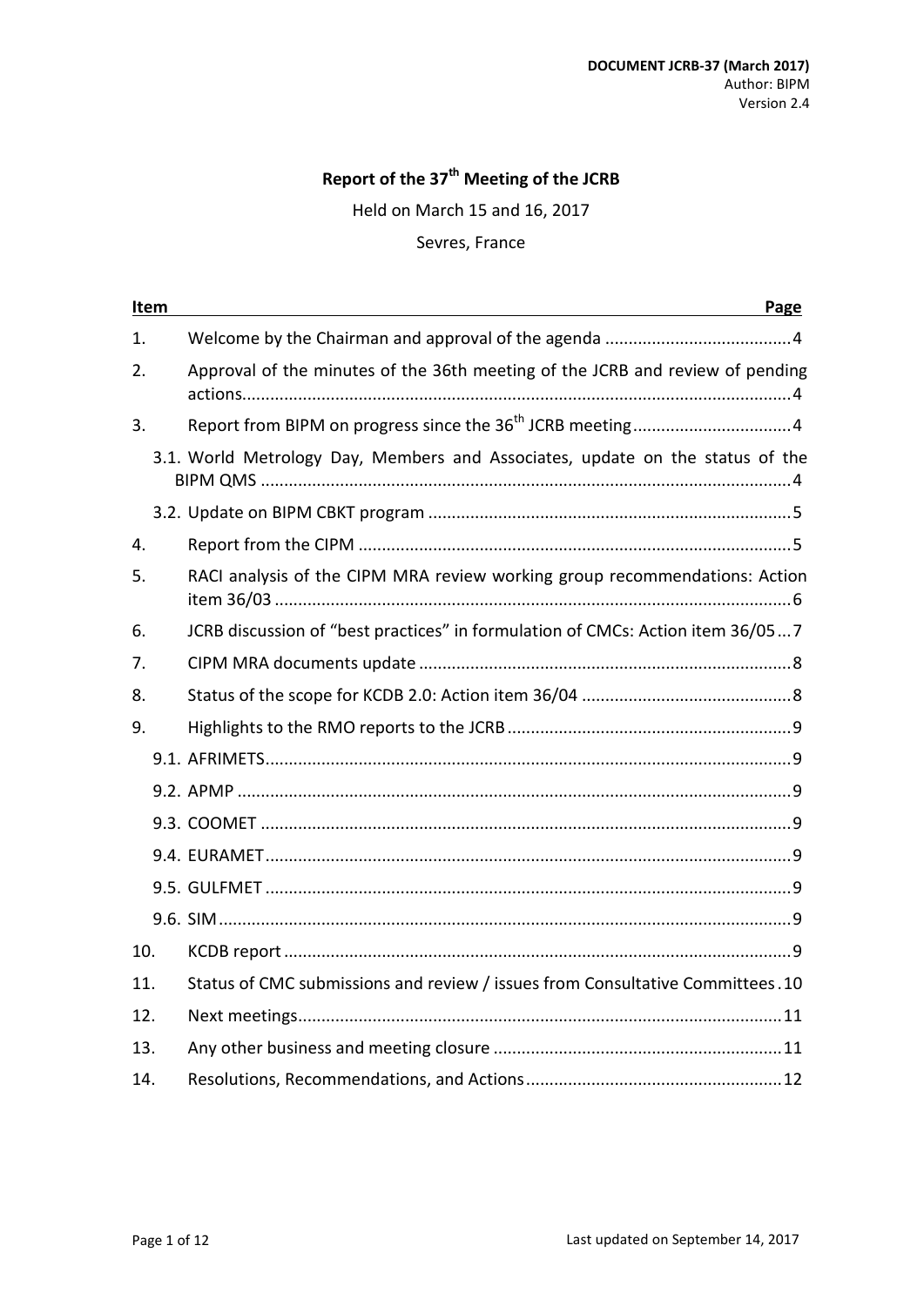**DOCUMENT JCRB-37 (March 2017)**
Author: BIPM
Version 2.4

# Report of the 37th Meeting of the JCRB

Held on March 15 and 16, 2017

Sevres, France

| Item | | Page |
|---|---|---|
| 1. | Welcome by the Chairman and approval of the agenda | 4 |
| 2. | Approval of the minutes of the 36th meeting of the JCRB and review of pending actions | 4 |
| 3. | Report from BIPM on progress since the 36th JCRB meeting | 4 |
| | 3.1. World Metrology Day, Members and Associates, update on the status of the BIPM QMS | 4 |
| | 3.2. Update on BIPM CBKT program | 5 |
| 4. | Report from the CIPM | 5 |
| 5. | RACI analysis of the CIPM MRA review working group recommendations: Action item 36/03 | 6 |
| 6. | JCRB discussion of “best practices” in formulation of CMCs: Action item 36/05 | 7 |
| 7. | CIPM MRA documents update | 8 |
| 8. | Status of the scope for KCDB 2.0: Action item 36/04 | 8 |
| 9. | Highlights to the RMO reports to the JCRB | 9 |
| | 9.1. AFRIMETS | 9 |
| | 9.2. APMP | 9 |
| | 9.3. COOMET | 9 |
| | 9.4. EURAMET | 9 |
| | 9.5. GULFMET | 9 |
| | 9.6. SIM | 9 |
| 10. | KCDB report | 9 |
| 11. | Status of CMC submissions and review / issues from Consultative Committees | 10 |
| 12. | Next meetings | 11 |
| 13. | Any other business and meeting closure | 11 |
| 14. | Resolutions, Recommendations, and Actions | 12 |

Last updated on September 14, 2017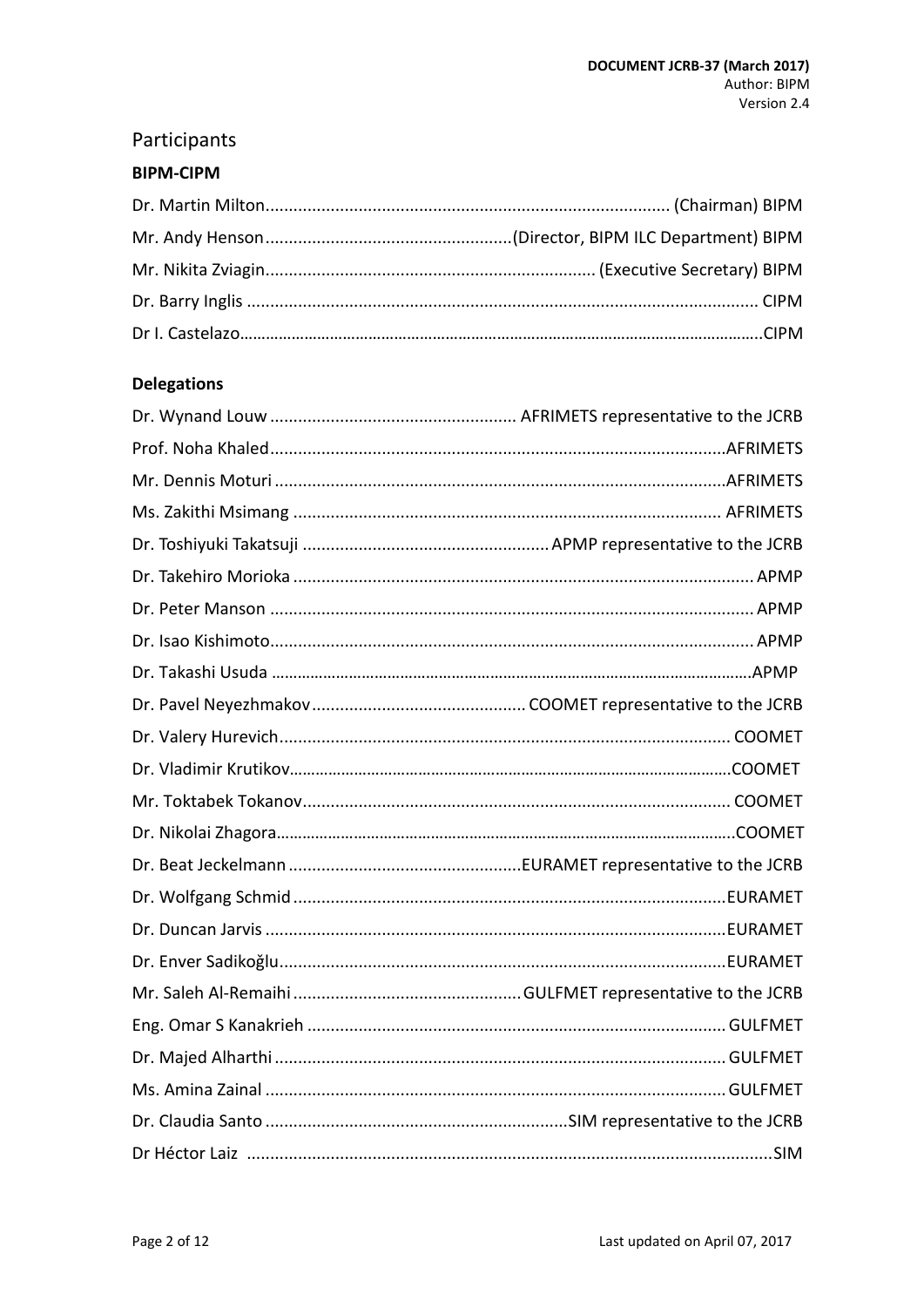## Participants

### BIPM-CIPM

Dr. Martin Milton.................................................................................... (Chairman) BIPM

Mr. Andy Henson....................................................(Director, BIPM ILC Department) BIPM

Mr. Nikita Zviagin...................................................................... (Executive Secretary) BIPM

Dr. Barry Inglis ............................................................................................................ CIPM

Dr I. Castelazo.........................................................................................................................CIPM

### Delegations

Dr. Wynand Louw .................................................... AFRIMETS representative to the JCRB

Prof. Noha Khaled.................................................................................................AFRIMETS

Mr. Dennis Moturi ................................................................................................AFRIMETS

Ms. Zakithi Msimang ........................................................................................... AFRIMETS

Dr. Toshiyuki Takatsuji ..................................................... APMP representative to the JCRB

Dr. Takehiro Morioka ................................................................................................. APMP

Dr. Peter Manson ...................................................................................................... APMP

Dr. Isao Kishimoto...................................................................................................... APMP

Dr. Takashi Usuda ..............................................................................................................APMP

Dr. Pavel Neyezhmakov............................................. COOMET representative to the JCRB

Dr. Valery Hurevich................................................................................................ COOMET

Dr. Vladimir Krutikov.......................................................................................................COOMET

Mr. Toktabek Tokanov........................................................................................... COOMET

Dr. Nikolai Zhagora..........................................................................................................COOMET

Dr. Beat Jeckelmann .................................................EURAMET representative to the JCRB

Dr. Wolfgang Schmid ............................................................................................EURAMET

Dr. Duncan Jarvis ..................................................................................................EURAMET

Dr. Enver Sadikoğlu...............................................................................................EURAMET

Mr. Saleh Al-Remaihi ................................................GULFMET representative to the JCRB

Eng. Omar S Kanakrieh ......................................................................................... GULFMET

Dr. Majed Alharthi ................................................................................................ GULFMET

Ms. Amina Zainal .................................................................................................. GULFMET

Dr. Claudia Santo ................................................................SIM representative to the JCRB

Dr Héctor Laiz ..................................................................................................................SIM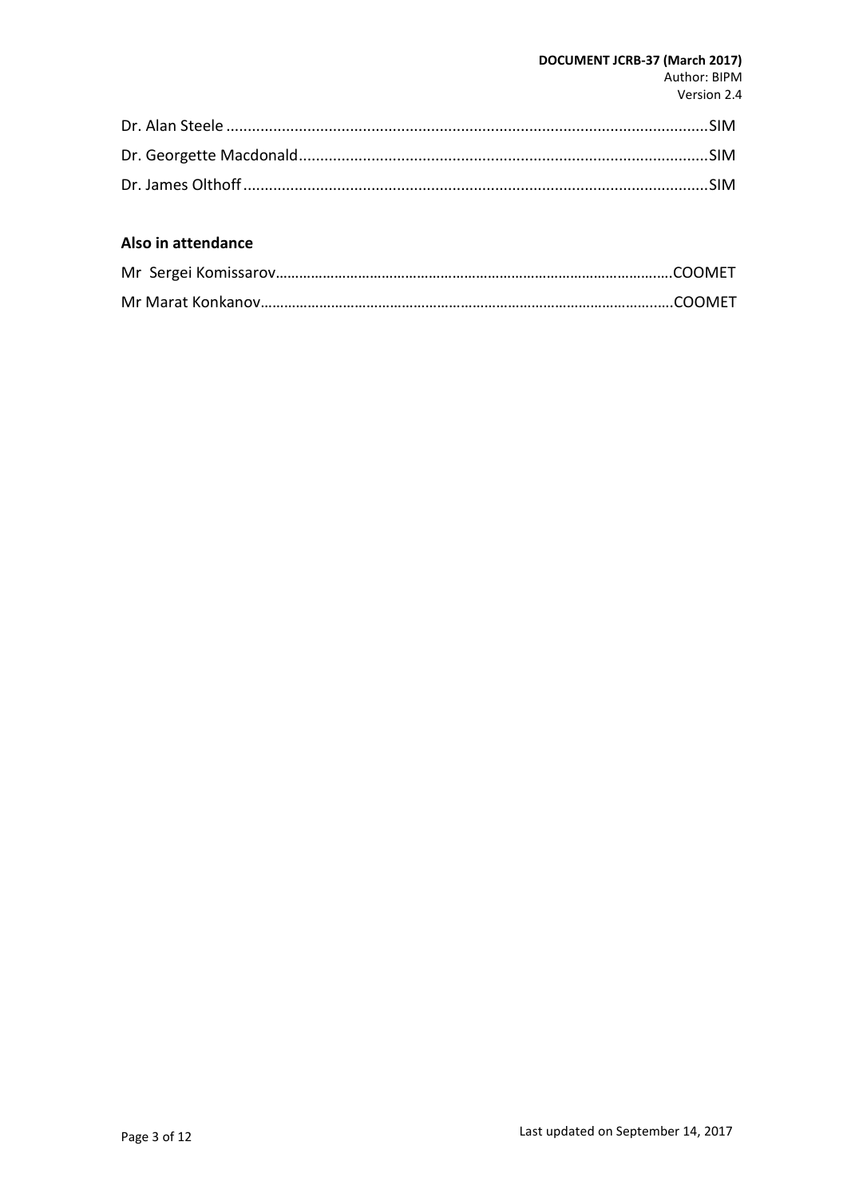Dr. Alan Steele ................................................................................................................SIM

Dr. Georgette Macdonald...............................................................................................SIM

Dr. James Olthoff ............................................................................................................SIM

**Also in attendance**

Mr Sergei Komissarov………………………………………………………………………………………COOMET

Mr Marat Konkanov…………………………………………………………………………………………COOMET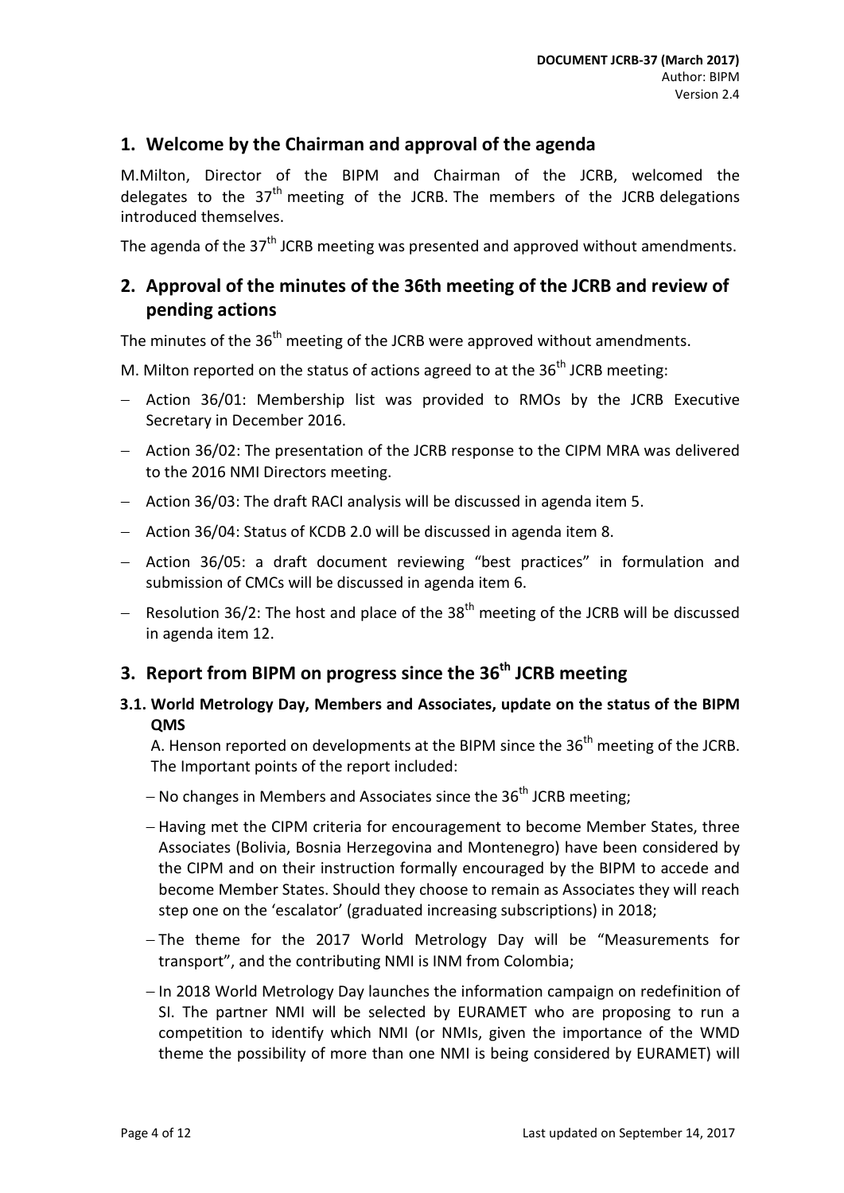## 1. Welcome by the Chairman and approval of the agenda

M.Milton, Director of the BIPM and Chairman of the JCRB, welcomed the delegates to the 37th meeting of the JCRB. The members of the JCRB delegations introduced themselves.

The agenda of the 37th JCRB meeting was presented and approved without amendments.

## 2. Approval of the minutes of the 36th meeting of the JCRB and review of pending actions

The minutes of the 36th meeting of the JCRB were approved without amendments.

M. Milton reported on the status of actions agreed to at the 36th JCRB meeting:

- Action 36/01: Membership list was provided to RMOs by the JCRB Executive Secretary in December 2016.
- Action 36/02: The presentation of the JCRB response to the CIPM MRA was delivered to the 2016 NMI Directors meeting.
- Action 36/03: The draft RACI analysis will be discussed in agenda item 5.
- Action 36/04: Status of KCDB 2.0 will be discussed in agenda item 8.
- Action 36/05: a draft document reviewing "best practices" in formulation and submission of CMCs will be discussed in agenda item 6.
- Resolution 36/2: The host and place of the 38th meeting of the JCRB will be discussed in agenda item 12.

## 3. Report from BIPM on progress since the 36th JCRB meeting

### 3.1. World Metrology Day, Members and Associates, update on the status of the BIPM QMS

A. Henson reported on developments at the BIPM since the 36th meeting of the JCRB. The Important points of the report included:

- No changes in Members and Associates since the 36th JCRB meeting;
- Having met the CIPM criteria for encouragement to become Member States, three Associates (Bolivia, Bosnia Herzegovina and Montenegro) have been considered by the CIPM and on their instruction formally encouraged by the BIPM to accede and become Member States. Should they choose to remain as Associates they will reach step one on the 'escalator' (graduated increasing subscriptions) in 2018;
- The theme for the 2017 World Metrology Day will be "Measurements for transport", and the contributing NMI is INM from Colombia;
- In 2018 World Metrology Day launches the information campaign on redefinition of SI. The partner NMI will be selected by EURAMET who are proposing to run a competition to identify which NMI (or NMIs, given the importance of the WMD theme the possibility of more than one NMI is being considered by EURAMET) will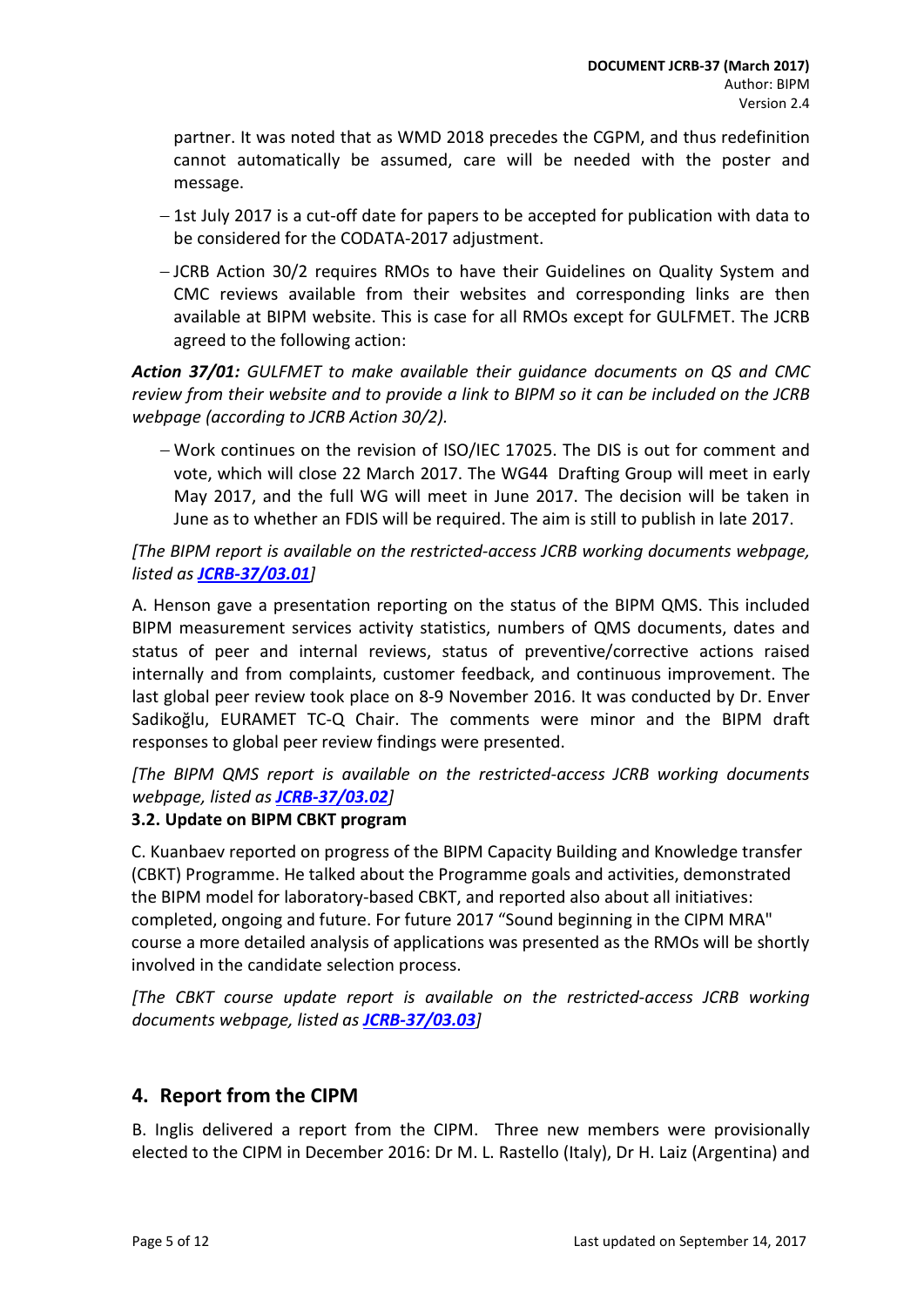partner. It was noted that as WMD 2018 precedes the CGPM, and thus redefinition cannot automatically be assumed, care will be needed with the poster and message.

- 1st July 2017 is a cut-off date for papers to be accepted for publication with data to be considered for the CODATA-2017 adjustment.
- JCRB Action 30/2 requires RMOs to have their Guidelines on Quality System and CMC reviews available from their websites and corresponding links are then available at BIPM website. This is case for all RMOs except for GULFMET. The JCRB agreed to the following action:

***Action 37/01:*** *GULFMET to make available their guidance documents on QS and CMC review from their website and to provide a link to BIPM so it can be included on the JCRB webpage (according to JCRB Action 30/2).*

- Work continues on the revision of ISO/IEC 17025. The DIS is out for comment and vote, which will close 22 March 2017. The WG44 Drafting Group will meet in early May 2017, and the full WG will meet in June 2017. The decision will be taken in June as to whether an FDIS will be required. The aim is still to publish in late 2017.

*[The BIPM report is available on the restricted-access JCRB working documents webpage, listed as **JCRB-37/03.01**]*

A. Henson gave a presentation reporting on the status of the BIPM QMS. This included BIPM measurement services activity statistics, numbers of QMS documents, dates and status of peer and internal reviews, status of preventive/corrective actions raised internally and from complaints, customer feedback, and continuous improvement. The last global peer review took place on 8-9 November 2016. It was conducted by Dr. Enver Sadikoğlu, EURAMET TC-Q Chair. The comments were minor and the BIPM draft responses to global peer review findings were presented.

*[The BIPM QMS report is available on the restricted-access JCRB working documents webpage, listed as **JCRB-37/03.02**]*

### 3.2. Update on BIPM CBKT program

C. Kuanbaev reported on progress of the BIPM Capacity Building and Knowledge transfer (CBKT) Programme. He talked about the Programme goals and activities, demonstrated the BIPM model for laboratory-based CBKT, and reported also about all initiatives: completed, ongoing and future. For future 2017 "Sound beginning in the CIPM MRA" course a more detailed analysis of applications was presented as the RMOs will be shortly involved in the candidate selection process.

*[The CBKT course update report is available on the restricted-access JCRB working documents webpage, listed as **JCRB-37/03.03**]*

## 4. Report from the CIPM

B. Inglis delivered a report from the CIPM. Three new members were provisionally elected to the CIPM in December 2016: Dr M. L. Rastello (Italy), Dr H. Laiz (Argentina) and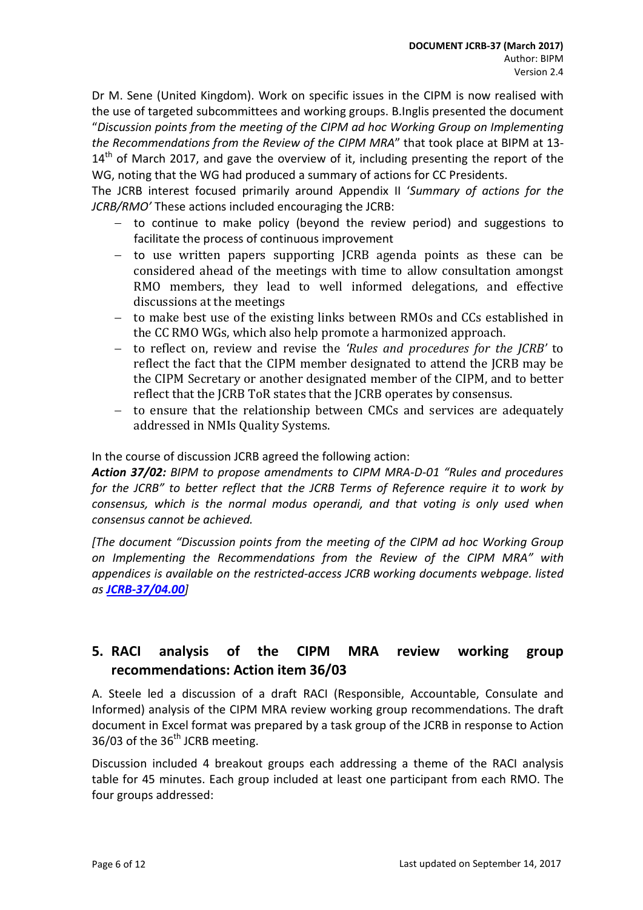Dr M. Sene (United Kingdom). Work on specific issues in the CIPM is now realised with the use of targeted subcommittees and working groups. B.Inglis presented the document "*Discussion points from the meeting of the CIPM ad hoc Working Group on Implementing the Recommendations from the Review of the CIPM MRA*" that took place at BIPM at 13-14th of March 2017, and gave the overview of it, including presenting the report of the WG, noting that the WG had produced a summary of actions for CC Presidents.

The JCRB interest focused primarily around Appendix II '*Summary of actions for the JCRB/RMO'* These actions included encouraging the JCRB:

- to continue to make policy (beyond the review period) and suggestions to facilitate the process of continuous improvement
- to use written papers supporting JCRB agenda points as these can be considered ahead of the meetings with time to allow consultation amongst RMO members, they lead to well informed delegations, and effective discussions at the meetings
- to make best use of the existing links between RMOs and CCs established in the CC RMO WGs, which also help promote a harmonized approach.
- to reflect on, review and revise the *'Rules and procedures for the JCRB'* to reflect the fact that the CIPM member designated to attend the JCRB may be the CIPM Secretary or another designated member of the CIPM, and to better reflect that the JCRB ToR states that the JCRB operates by consensus.
- to ensure that the relationship between CMCs and services are adequately addressed in NMIs Quality Systems.

In the course of discussion JCRB agreed the following action:

***Action 37/02:*** *BIPM to propose amendments to CIPM MRA-D-01 "Rules and procedures for the JCRB" to better reflect that the JCRB Terms of Reference require it to work by consensus, which is the normal modus operandi, and that voting is only used when consensus cannot be achieved.*

*[The document "Discussion points from the meeting of the CIPM ad hoc Working Group on Implementing the Recommendations from the Review of the CIPM MRA" with appendices is available on the restricted-access JCRB working documents webpage. listed as* ***JCRB-37/04.00****]*

## 5. RACI analysis of the CIPM MRA review working group recommendations: Action item 36/03

A. Steele led a discussion of a draft RACI (Responsible, Accountable, Consulate and Informed) analysis of the CIPM MRA review working group recommendations. The draft document in Excel format was prepared by a task group of the JCRB in response to Action 36/03 of the 36th JCRB meeting.

Discussion included 4 breakout groups each addressing a theme of the RACI analysis table for 45 minutes. Each group included at least one participant from each RMO. The four groups addressed: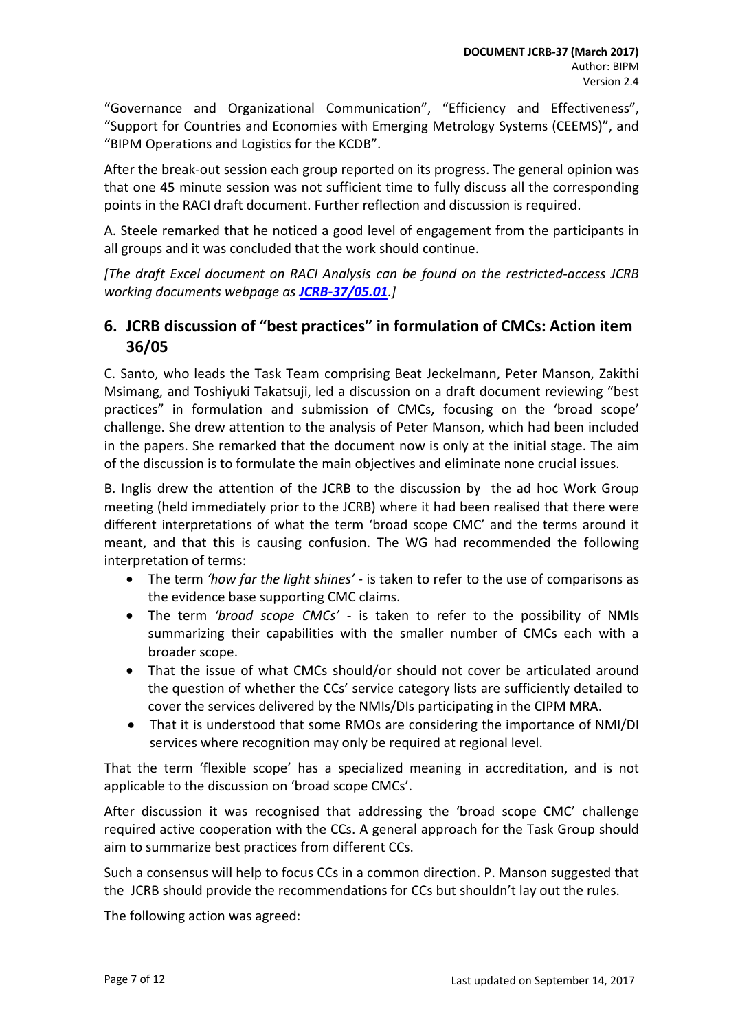"Governance and Organizational Communication", "Efficiency and Effectiveness", "Support for Countries and Economies with Emerging Metrology Systems (CEEMS)", and "BIPM Operations and Logistics for the KCDB".

After the break-out session each group reported on its progress. The general opinion was that one 45 minute session was not sufficient time to fully discuss all the corresponding points in the RACI draft document. Further reflection and discussion is required.

A. Steele remarked that he noticed a good level of engagement from the participants in all groups and it was concluded that the work should continue.

*[The draft Excel document on RACI Analysis can be found on the restricted-access JCRB working documents webpage as **JCRB-37/05.01**.]*

## 6. JCRB discussion of "best practices" in formulation of CMCs: Action item 36/05

C. Santo, who leads the Task Team comprising Beat Jeckelmann, Peter Manson, Zakithi Msimang, and Toshiyuki Takatsuji, led a discussion on a draft document reviewing "best practices" in formulation and submission of CMCs, focusing on the 'broad scope' challenge. She drew attention to the analysis of Peter Manson, which had been included in the papers. She remarked that the document now is only at the initial stage. The aim of the discussion is to formulate the main objectives and eliminate none crucial issues.

B. Inglis drew the attention of the JCRB to the discussion by the ad hoc Work Group meeting (held immediately prior to the JCRB) where it had been realised that there were different interpretations of what the term 'broad scope CMC' and the terms around it meant, and that this is causing confusion. The WG had recommended the following interpretation of terms:

- The term *'how far the light shines'* - is taken to refer to the use of comparisons as the evidence base supporting CMC claims.
- The term *'broad scope CMCs'* - is taken to refer to the possibility of NMIs summarizing their capabilities with the smaller number of CMCs each with a broader scope.
- That the issue of what CMCs should/or should not cover be articulated around the question of whether the CCs' service category lists are sufficiently detailed to cover the services delivered by the NMIs/DIs participating in the CIPM MRA.
- That it is understood that some RMOs are considering the importance of NMI/DI services where recognition may only be required at regional level.

That the term 'flexible scope' has a specialized meaning in accreditation, and is not applicable to the discussion on 'broad scope CMCs'.

After discussion it was recognised that addressing the 'broad scope CMC' challenge required active cooperation with the CCs. A general approach for the Task Group should aim to summarize best practices from different CCs.

Such a consensus will help to focus CCs in a common direction. P. Manson suggested that the JCRB should provide the recommendations for CCs but shouldn't lay out the rules.

The following action was agreed: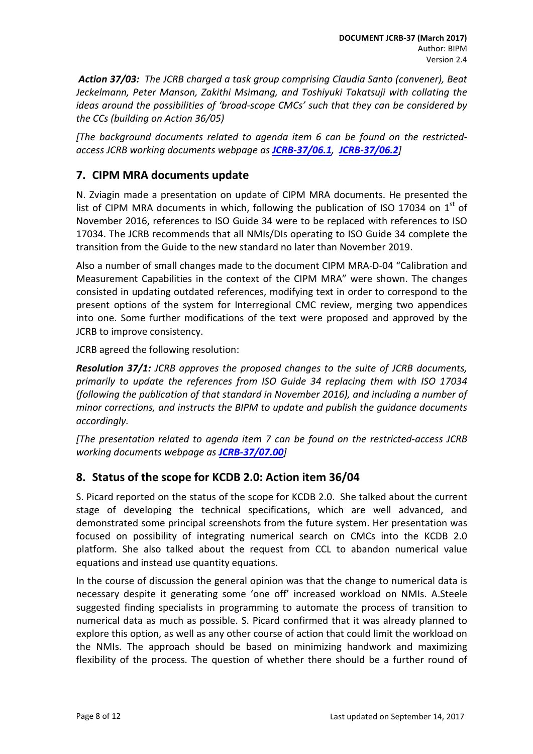***Action 37/03:*** *The JCRB charged a task group comprising Claudia Santo (convener), Beat Jeckelmann, Peter Manson, Zakithi Msimang, and Toshiyuki Takatsuji with collating the ideas around the possibilities of 'broad-scope CMCs' such that they can be considered by the CCs (building on Action 36/05)*

*[The background documents related to agenda item 6 can be found on the restricted-access JCRB working documents webpage as **JCRB-37/06.1**, **JCRB-37/06.2**]*

## 7. CIPM MRA documents update

N. Zviagin made a presentation on update of CIPM MRA documents. He presented the list of CIPM MRA documents in which, following the publication of ISO 17034 on 1st of November 2016, references to ISO Guide 34 were to be replaced with references to ISO 17034. The JCRB recommends that all NMIs/DIs operating to ISO Guide 34 complete the transition from the Guide to the new standard no later than November 2019.

Also a number of small changes made to the document CIPM MRA-D-04 "Calibration and Measurement Capabilities in the context of the CIPM MRA" were shown. The changes consisted in updating outdated references, modifying text in order to correspond to the present options of the system for Interregional CMC review, merging two appendices into one. Some further modifications of the text were proposed and approved by the JCRB to improve consistency.

JCRB agreed the following resolution:

***Resolution 37/1:*** *JCRB approves the proposed changes to the suite of JCRB documents, primarily to update the references from ISO Guide 34 replacing them with ISO 17034 (following the publication of that standard in November 2016), and including a number of minor corrections, and instructs the BIPM to update and publish the guidance documents accordingly.*

*[The presentation related to agenda item 7 can be found on the restricted-access JCRB working documents webpage as **JCRB-37/07.00**]*

## 8. Status of the scope for KCDB 2.0: Action item 36/04

S. Picard reported on the status of the scope for KCDB 2.0. She talked about the current stage of developing the technical specifications, which are well advanced, and demonstrated some principal screenshots from the future system. Her presentation was focused on possibility of integrating numerical search on CMCs into the KCDB 2.0 platform. She also talked about the request from CCL to abandon numerical value equations and instead use quantity equations.

In the course of discussion the general opinion was that the change to numerical data is necessary despite it generating some 'one off' increased workload on NMIs. A.Steele suggested finding specialists in programming to automate the process of transition to numerical data as much as possible. S. Picard confirmed that it was already planned to explore this option, as well as any other course of action that could limit the workload on the NMIs. The approach should be based on minimizing handwork and maximizing flexibility of the process. The question of whether there should be a further round of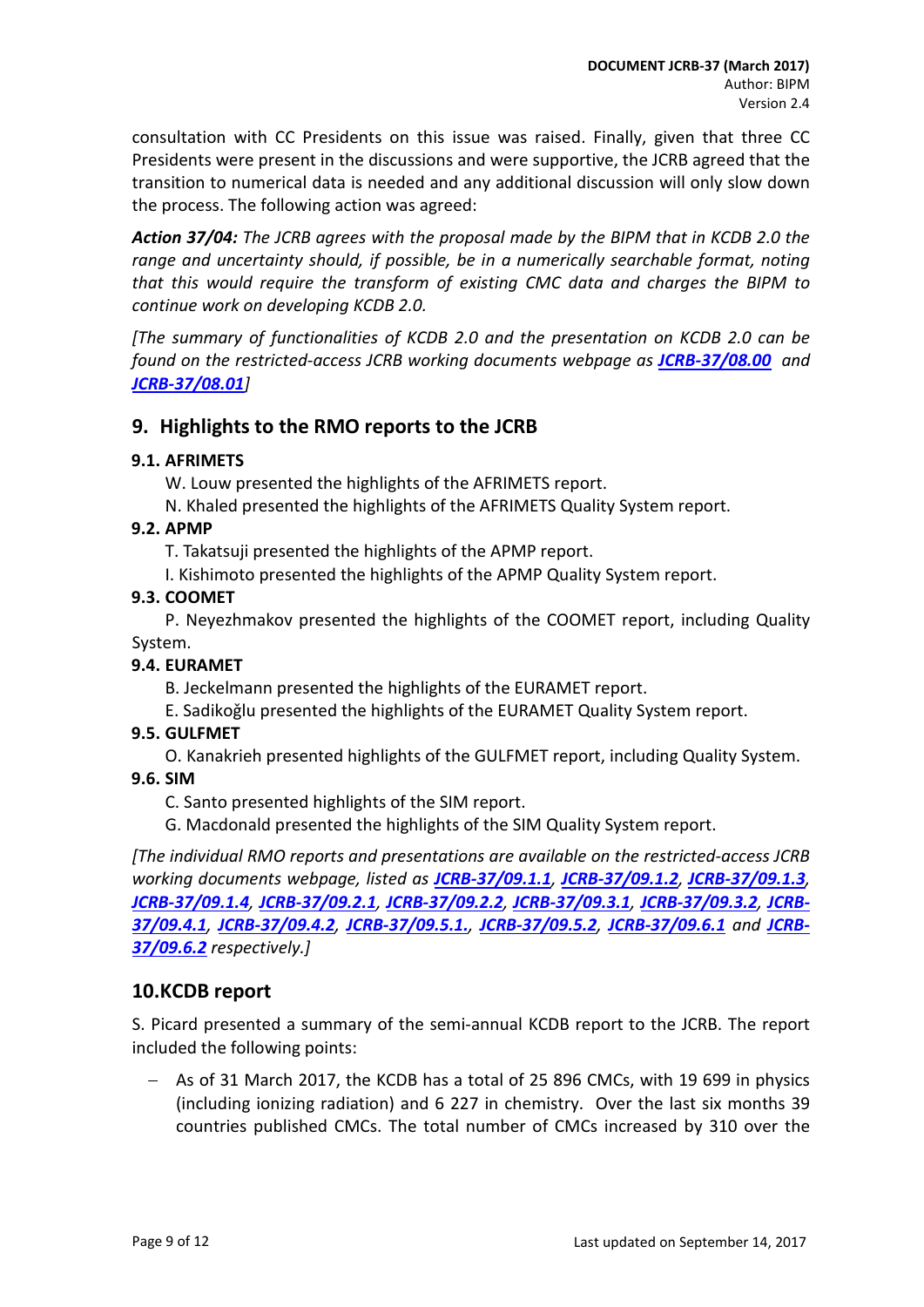consultation with CC Presidents on this issue was raised. Finally, given that three CC Presidents were present in the discussions and were supportive, the JCRB agreed that the transition to numerical data is needed and any additional discussion will only slow down the process. The following action was agreed:

***Action 37/04:*** *The JCRB agrees with the proposal made by the BIPM that in KCDB 2.0 the range and uncertainty should, if possible, be in a numerically searchable format, noting that this would require the transform of existing CMC data and charges the BIPM to continue work on developing KCDB 2.0.*

*[The summary of functionalities of KCDB 2.0 and the presentation on KCDB 2.0 can be found on the restricted-access JCRB working documents webpage as **JCRB-37/08.00** and **JCRB-37/08.01**]*

## 9. Highlights to the RMO reports to the JCRB

### 9.1. AFRIMETS

W. Louw presented the highlights of the AFRIMETS report.

N. Khaled presented the highlights of the AFRIMETS Quality System report.

### 9.2. APMP

T. Takatsuji presented the highlights of the APMP report.

I. Kishimoto presented the highlights of the APMP Quality System report.

### 9.3. COOMET

P. Neyezhmakov presented the highlights of the COOMET report, including Quality System.

### 9.4. EURAMET

B. Jeckelmann presented the highlights of the EURAMET report.

E. Sadikoğlu presented the highlights of the EURAMET Quality System report.

### 9.5. GULFMET

O. Kanakrieh presented highlights of the GULFMET report, including Quality System.

### 9.6. SIM

C. Santo presented highlights of the SIM report.

G. Macdonald presented the highlights of the SIM Quality System report.

*[The individual RMO reports and presentations are available on the restricted-access JCRB working documents webpage, listed as **JCRB-37/09.1.1**, **JCRB-37/09.1.2**, **JCRB-37/09.1.3**, **JCRB-37/09.1.4**, **JCRB-37/09.2.1**, **JCRB-37/09.2.2**, **JCRB-37/09.3.1**, **JCRB-37/09.3.2**, **JCRB-37/09.4.1**, **JCRB-37/09.4.2**, **JCRB-37/09.5.1.**, **JCRB-37/09.5.2**, **JCRB-37/09.6.1** and **JCRB-37/09.6.2** respectively.]*

## 10. KCDB report

S. Picard presented a summary of the semi-annual KCDB report to the JCRB. The report included the following points:

- As of 31 March 2017, the KCDB has a total of 25 896 CMCs, with 19 699 in physics (including ionizing radiation) and 6 227 in chemistry. Over the last six months 39 countries published CMCs. The total number of CMCs increased by 310 over the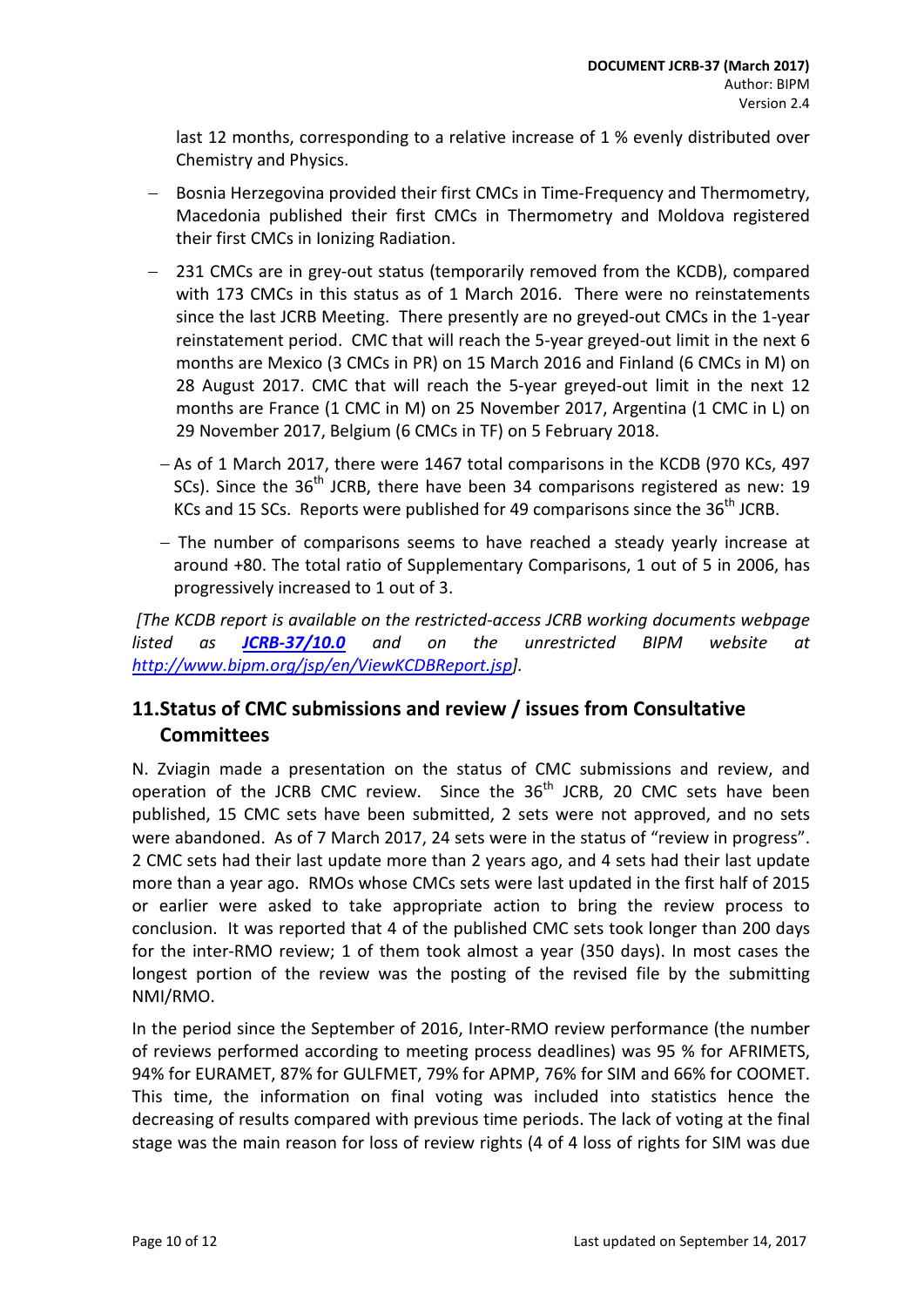last 12 months, corresponding to a relative increase of 1 % evenly distributed over Chemistry and Physics.

- Bosnia Herzegovina provided their first CMCs in Time-Frequency and Thermometry, Macedonia published their first CMCs in Thermometry and Moldova registered their first CMCs in Ionizing Radiation.
- 231 CMCs are in grey-out status (temporarily removed from the KCDB), compared with 173 CMCs in this status as of 1 March 2016. There were no reinstatements since the last JCRB Meeting. There presently are no greyed-out CMCs in the 1-year reinstatement period. CMC that will reach the 5-year greyed-out limit in the next 6 months are Mexico (3 CMCs in PR) on 15 March 2016 and Finland (6 CMCs in M) on 28 August 2017. CMC that will reach the 5-year greyed-out limit in the next 12 months are France (1 CMC in M) on 25 November 2017, Argentina (1 CMC in L) on 29 November 2017, Belgium (6 CMCs in TF) on 5 February 2018.
- As of 1 March 2017, there were 1467 total comparisons in the KCDB (970 KCs, 497 SCs). Since the 36th JCRB, there have been 34 comparisons registered as new: 19 KCs and 15 SCs. Reports were published for 49 comparisons since the 36th JCRB.
- The number of comparisons seems to have reached a steady yearly increase at around +80. The total ratio of Supplementary Comparisons, 1 out of 5 in 2006, has progressively increased to 1 out of 3.

*[The KCDB report is available on the restricted-access JCRB working documents webpage listed as* ***JCRB-37/10.0*** *and on the unrestricted BIPM website at http://www.bipm.org/jsp/en/ViewKCDBReport.jsp].*

## 11. Status of CMC submissions and review / issues from Consultative Committees

N. Zviagin made a presentation on the status of CMC submissions and review, and operation of the JCRB CMC review. Since the 36th JCRB, 20 CMC sets have been published, 15 CMC sets have been submitted, 2 sets were not approved, and no sets were abandoned. As of 7 March 2017, 24 sets were in the status of "review in progress". 2 CMC sets had their last update more than 2 years ago, and 4 sets had their last update more than a year ago. RMOs whose CMCs sets were last updated in the first half of 2015 or earlier were asked to take appropriate action to bring the review process to conclusion. It was reported that 4 of the published CMC sets took longer than 200 days for the inter-RMO review; 1 of them took almost a year (350 days). In most cases the longest portion of the review was the posting of the revised file by the submitting NMI/RMO.

In the period since the September of 2016, Inter-RMO review performance (the number of reviews performed according to meeting process deadlines) was 95 % for AFRIMETS, 94% for EURAMET, 87% for GULFMET, 79% for APMP, 76% for SIM and 66% for COOMET. This time, the information on final voting was included into statistics hence the decreasing of results compared with previous time periods. The lack of voting at the final stage was the main reason for loss of review rights (4 of 4 loss of rights for SIM was due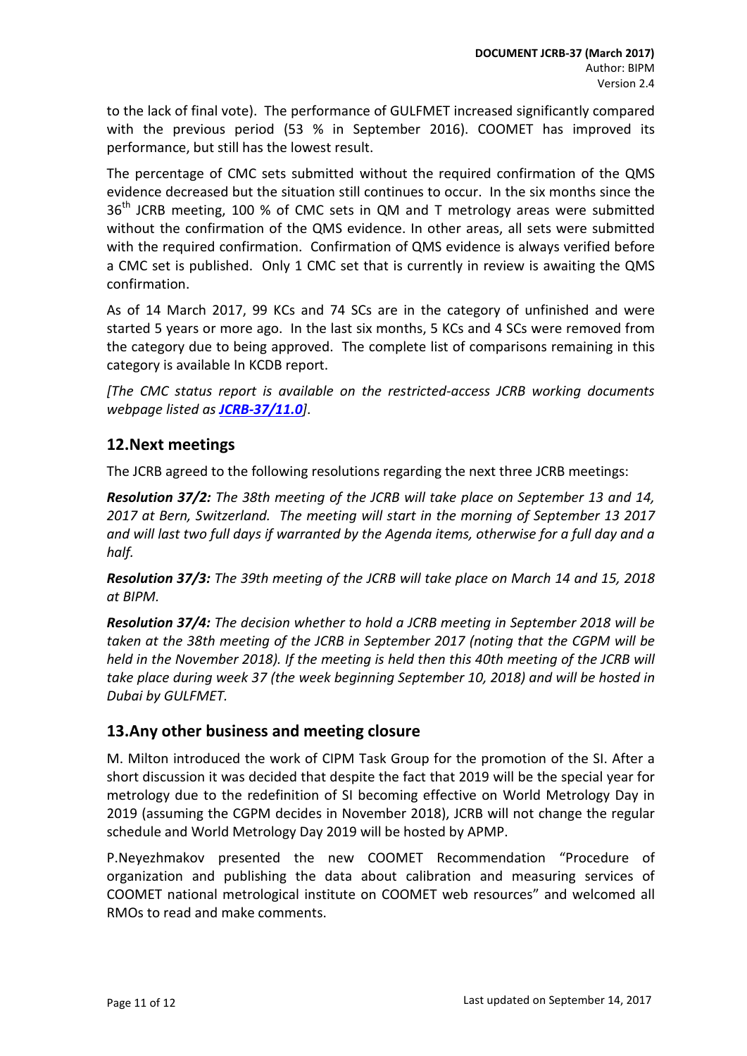to the lack of final vote). The performance of GULFMET increased significantly compared with the previous period (53 % in September 2016). COOMET has improved its performance, but still has the lowest result.

The percentage of CMC sets submitted without the required confirmation of the QMS evidence decreased but the situation still continues to occur. In the six months since the 36th JCRB meeting, 100 % of CMC sets in QM and T metrology areas were submitted without the confirmation of the QMS evidence. In other areas, all sets were submitted with the required confirmation. Confirmation of QMS evidence is always verified before a CMC set is published. Only 1 CMC set that is currently in review is awaiting the QMS confirmation.

As of 14 March 2017, 99 KCs and 74 SCs are in the category of unfinished and were started 5 years or more ago. In the last six months, 5 KCs and 4 SCs were removed from the category due to being approved. The complete list of comparisons remaining in this category is available In KCDB report.

*[The CMC status report is available on the restricted-access JCRB working documents webpage listed as **JCRB-37/11.0**].*

## 12.Next meetings

The JCRB agreed to the following resolutions regarding the next three JCRB meetings:

***Resolution 37/2:*** *The 38th meeting of the JCRB will take place on September 13 and 14, 2017 at Bern, Switzerland. The meeting will start in the morning of September 13 2017 and will last two full days if warranted by the Agenda items, otherwise for a full day and a half.*

***Resolution 37/3:*** *The 39th meeting of the JCRB will take place on March 14 and 15, 2018 at BIPM.*

***Resolution 37/4:*** *The decision whether to hold a JCRB meeting in September 2018 will be taken at the 38th meeting of the JCRB in September 2017 (noting that the CGPM will be held in the November 2018). If the meeting is held then this 40th meeting of the JCRB will take place during week 37 (the week beginning September 10, 2018) and will be hosted in Dubai by GULFMET.*

## 13.Any other business and meeting closure

M. Milton introduced the work of CIPM Task Group for the promotion of the SI. After a short discussion it was decided that despite the fact that 2019 will be the special year for metrology due to the redefinition of SI becoming effective on World Metrology Day in 2019 (assuming the CGPM decides in November 2018), JCRB will not change the regular schedule and World Metrology Day 2019 will be hosted by APMP.

P.Neyezhmakov presented the new COOMET Recommendation "Procedure of organization and publishing the data about calibration and measuring services of COOMET national metrological institute on COOMET web resources" and welcomed all RMOs to read and make comments.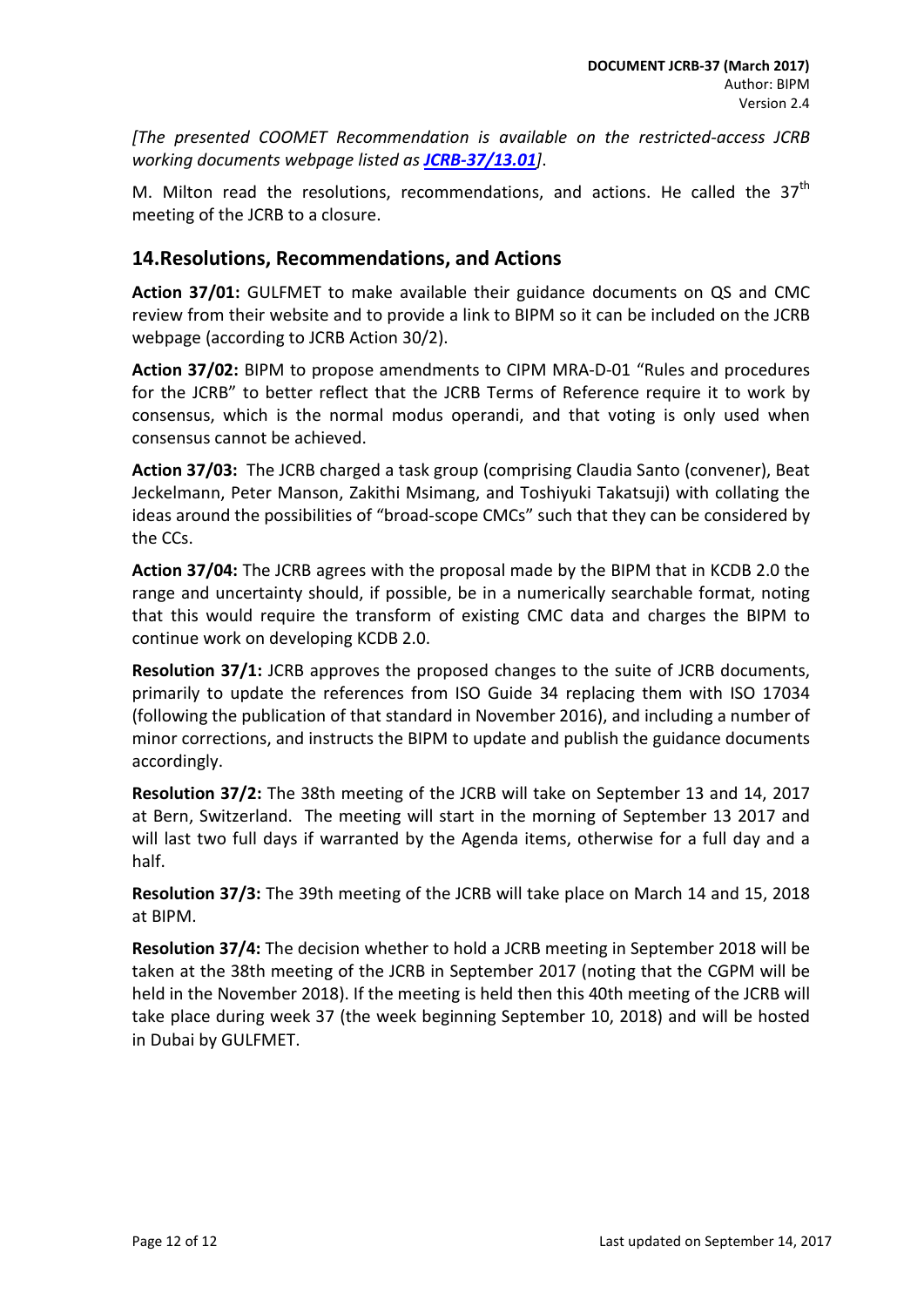*[The presented COOMET Recommendation is available on the restricted-access JCRB working documents webpage listed as **JCRB-37/13.01**]*.

M. Milton read the resolutions, recommendations, and actions. He called the 37th meeting of the JCRB to a closure.

## 14. Resolutions, Recommendations, and Actions

**Action 37/01:** GULFMET to make available their guidance documents on QS and CMC review from their website and to provide a link to BIPM so it can be included on the JCRB webpage (according to JCRB Action 30/2).

**Action 37/02:** BIPM to propose amendments to CIPM MRA-D-01 "Rules and procedures for the JCRB" to better reflect that the JCRB Terms of Reference require it to work by consensus, which is the normal modus operandi, and that voting is only used when consensus cannot be achieved.

**Action 37/03:** The JCRB charged a task group (comprising Claudia Santo (convener), Beat Jeckelmann, Peter Manson, Zakithi Msimang, and Toshiyuki Takatsuji) with collating the ideas around the possibilities of "broad-scope CMCs" such that they can be considered by the CCs.

**Action 37/04:** The JCRB agrees with the proposal made by the BIPM that in KCDB 2.0 the range and uncertainty should, if possible, be in a numerically searchable format, noting that this would require the transform of existing CMC data and charges the BIPM to continue work on developing KCDB 2.0.

**Resolution 37/1:** JCRB approves the proposed changes to the suite of JCRB documents, primarily to update the references from ISO Guide 34 replacing them with ISO 17034 (following the publication of that standard in November 2016), and including a number of minor corrections, and instructs the BIPM to update and publish the guidance documents accordingly.

**Resolution 37/2:** The 38th meeting of the JCRB will take on September 13 and 14, 2017 at Bern, Switzerland. The meeting will start in the morning of September 13 2017 and will last two full days if warranted by the Agenda items, otherwise for a full day and a half.

**Resolution 37/3:** The 39th meeting of the JCRB will take place on March 14 and 15, 2018 at BIPM.

**Resolution 37/4:** The decision whether to hold a JCRB meeting in September 2018 will be taken at the 38th meeting of the JCRB in September 2017 (noting that the CGPM will be held in the November 2018). If the meeting is held then this 40th meeting of the JCRB will take place during week 37 (the week beginning September 10, 2018) and will be hosted in Dubai by GULFMET.